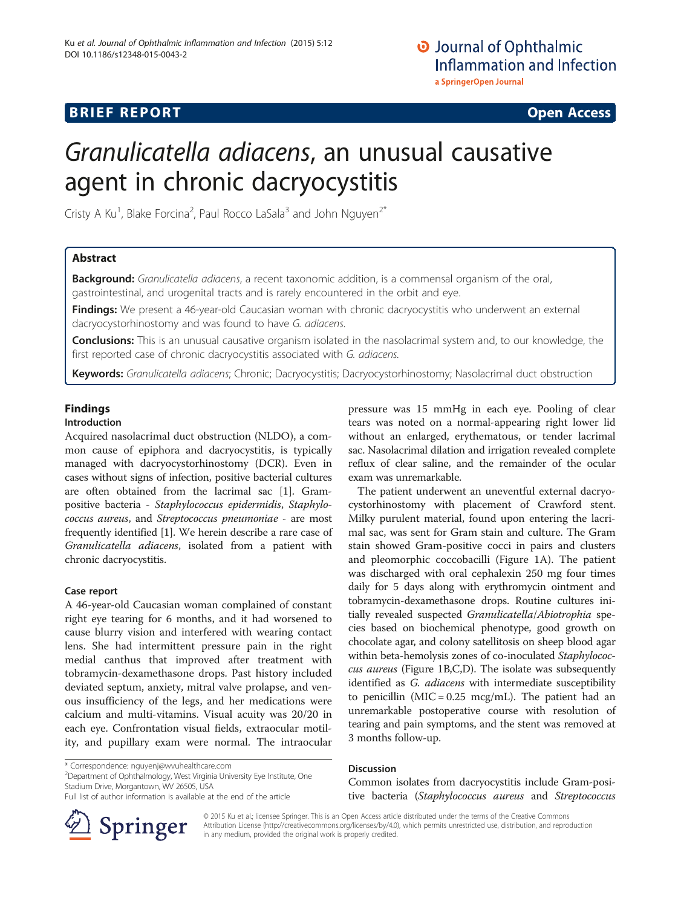BRIEF REPORT Open Access

# *Granulicatella adiacens*, an unusual causative agent in chronic dacryocystitis

Cristy A Ku[1], Blake Forcina[2], Paul Rocco LaSala[3] and John Nguyen[2*]

## Abstract

**Background:** *Granulicatella adiacens*, a recent taxonomic addition, is a commensal organism of the oral, gastrointestinal, and urogenital tracts and is rarely encountered in the orbit and eye.

**Findings:** We present a 46-year-old Caucasian woman with chronic dacryocystitis who underwent an external dacryocystorhinostomy and was found to have *G. adiacens*.

**Conclusions:** This is an unusual causative organism isolated in the nasolacrimal system and, to our knowledge, the first reported case of chronic dacryocystitis associated with *G. adiacens*.

**Keywords:** *Granulicatella adiacens*; Chronic; Dacryocystitis; Dacryocystorhinostomy; Nasolacrimal duct obstruction

## Findings

### Introduction

Acquired nasolacrimal duct obstruction (NLDO), a common cause of epiphora and dacryocystitis, is typically managed with dacryocystorhinostomy (DCR). Even in cases without signs of infection, positive bacterial cultures are often obtained from the lacrimal sac [1]. Gram-positive bacteria - *Staphylococcus epidermidis*, *Staphylococcus aureus*, and *Streptococcus pneumoniae* - are most frequently identified [1]. We herein describe a rare case of *Granulicatella adiacens*, isolated from a patient with chronic dacryocystitis.

### Case report

A 46-year-old Caucasian woman complained of constant right eye tearing for 6 months, and it had worsened to cause blurry vision and interfered with wearing contact lens. She had intermittent pressure pain in the right medial canthus that improved after treatment with tobramycin-dexamethasone drops. Past history included deviated septum, anxiety, mitral valve prolapse, and venous insufficiency of the legs, and her medications were calcium and multi-vitamins. Visual acuity was 20/20 in each eye. Confrontation visual fields, extraocular motility, and pupillary exam were normal. The intraocular pressure was 15 mmHg in each eye. Pooling of clear tears was noted on a normal-appearing right lower lid without an enlarged, erythematous, or tender lacrimal sac. Nasolacrimal dilation and irrigation revealed complete reflux of clear saline, and the remainder of the ocular exam was unremarkable.

The patient underwent an uneventful external dacryocystorhinostomy with placement of Crawford stent. Milky purulent material, found upon entering the lacrimal sac, was sent for Gram stain and culture. The Gram stain showed Gram-positive cocci in pairs and clusters and pleomorphic coccobacilli (Figure 1A). The patient was discharged with oral cephalexin 250 mg four times daily for 5 days along with erythromycin ointment and tobramycin-dexamethasone drops. Routine cultures initially revealed suspected *Granulicatella*/*Abiotrophia* species based on biochemical phenotype, good growth on chocolate agar, and colony satellitosis on sheep blood agar within beta-hemolysis zones of co-inoculated *Staphylococcus aureus* (Figure 1B,C,D). The isolate was subsequently identified as *G. adiacens* with intermediate susceptibility to penicillin (MIC = 0.25 mcg/mL). The patient had an unremarkable postoperative course with resolution of tearing and pain symptoms, and the stent was removed at 3 months follow-up.

### Discussion

Common isolates from dacryocystitis include Gram-positive bacteria (*Staphylococcus aureus* and *Streptococcus*

\* Correspondence: nguyenj@wvuhealthcare.com
[2]Department of Ophthalmology, West Virginia University Eye Institute, One Stadium Drive, Morgantown, WV 26505, USA
Full list of author information is available at the end of the article

© 2015 Ku et al.; licensee Springer. This is an Open Access article distributed under the terms of the Creative Commons Attribution License (http://creativecommons.org/licenses/by/4.0), which permits unrestricted use, distribution, and reproduction in any medium, provided the original work is properly credited.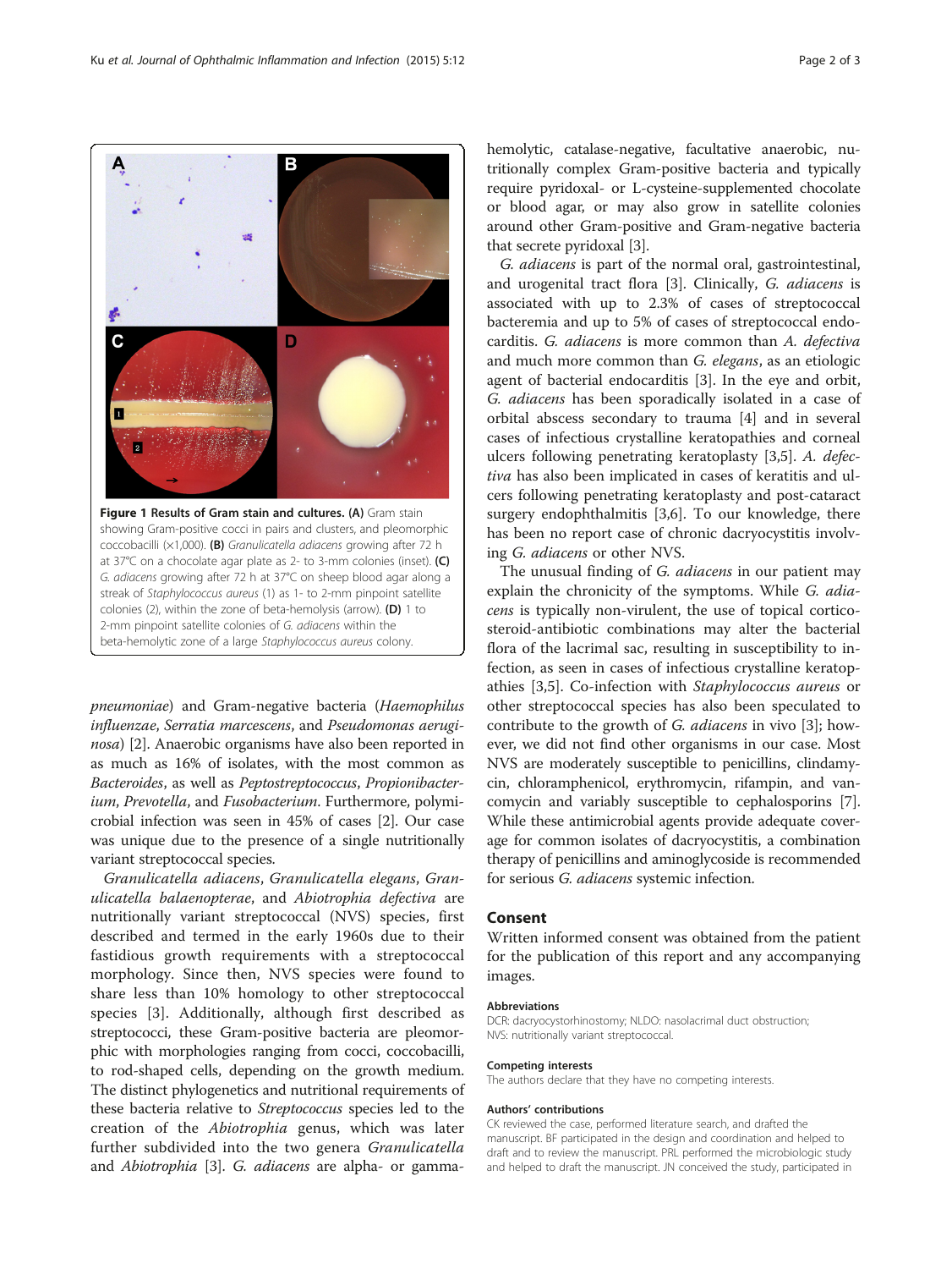**Figure 1 Results of Gram stain and cultures.** **(A)** Gram stain showing Gram-positive cocci in pairs and clusters, and pleomorphic coccobacilli (×1,000). **(B)** *Granulicatella adiacens* growing after 72 h at 37°C on a chocolate agar plate as 2- to 3-mm colonies (inset). **(C)** *G. adiacens* growing after 72 h at 37°C on sheep blood agar along a streak of *Staphylococcus aureus* (1) as 1- to 2-mm pinpoint satellite colonies (2), within the zone of beta-hemolysis (arrow). **(D)** 1 to 2-mm pinpoint satellite colonies of *G. adiacens* within the beta-hemolytic zone of a large *Staphylococcus aureus* colony.

*pneumoniae*) and Gram-negative bacteria (*Haemophilus influenzae*, *Serratia marcescens*, and *Pseudomonas aeruginosa*) [2]. Anaerobic organisms have also been reported in as much as 16% of isolates, with the most common as *Bacteroides*, as well as *Peptostreptococcus*, *Propionibacterium*, *Prevotella*, and *Fusobacterium*. Furthermore, polymicrobial infection was seen in 45% of cases [2]. Our case was unique due to the presence of a single nutritionally variant streptococcal species.

*Granulicatella adiacens*, *Granulicatella elegans*, *Granulicatella balaenopterae*, and *Abiotrophia defectiva* are nutritionally variant streptococcal (NVS) species, first described and termed in the early 1960s due to their fastidious growth requirements with a streptococcal morphology. Since then, NVS species were found to share less than 10% homology to other streptococcal species [3]. Additionally, although first described as streptococci, these Gram-positive bacteria are pleomorphic with morphologies ranging from cocci, coccobacilli, to rod-shaped cells, depending on the growth medium. The distinct phylogenetics and nutritional requirements of these bacteria relative to *Streptococcus* species led to the creation of the *Abiotrophia* genus, which was later further subdivided into the two genera *Granulicatella* and *Abiotrophia* [3]. *G. adiacens* are alpha- or gamma-hemolytic, catalase-negative, facultative anaerobic, nutritionally complex Gram-positive bacteria and typically require pyridoxal- or L-cysteine-supplemented chocolate or blood agar, or may also grow in satellite colonies around other Gram-positive and Gram-negative bacteria that secrete pyridoxal [3].

*G. adiacens* is part of the normal oral, gastrointestinal, and urogenital tract flora [3]. Clinically, *G. adiacens* is associated with up to 2.3% of cases of streptococcal bacteremia and up to 5% of cases of streptococcal endocarditis. *G. adiacens* is more common than *A. defectiva* and much more common than *G. elegans*, as an etiologic agent of bacterial endocarditis [3]. In the eye and orbit, *G. adiacens* has been sporadically isolated in a case of orbital abscess secondary to trauma [4] and in several cases of infectious crystalline keratopathies and corneal ulcers following penetrating keratoplasty [3,5]. *A. defectiva* has also been implicated in cases of keratitis and ulcers following penetrating keratoplasty and post-cataract surgery endophthalmitis [3,6]. To our knowledge, there has been no report case of chronic dacryocystitis involving *G. adiacens* or other NVS.

The unusual finding of *G. adiacens* in our patient may explain the chronicity of the symptoms. While *G. adiacens* is typically non-virulent, the use of topical corticosteroid-antibiotic combinations may alter the bacterial flora of the lacrimal sac, resulting in susceptibility to infection, as seen in cases of infectious crystalline keratopathies [3,5]. Co-infection with *Staphylococcus aureus* or other streptococcal species has also been speculated to contribute to the growth of *G. adiacens* in vivo [3]; however, we did not find other organisms in our case. Most NVS are moderately susceptible to penicillins, clindamycin, chloramphenicol, erythromycin, rifampin, and vancomycin and variably susceptible to cephalosporins [7]. While these antimicrobial agents provide adequate coverage for common isolates of dacryocystitis, a combination therapy of penicillins and aminoglycoside is recommended for serious *G. adiacens* systemic infection.

## Consent

Written informed consent was obtained from the patient for the publication of this report and any accompanying images.

### Abbreviations

DCR: dacryocystorhinostomy; NLDO: nasolacrimal duct obstruction; NVS: nutritionally variant streptococcal.

### Competing interests

The authors declare that they have no competing interests.

### Authors' contributions

CK reviewed the case, performed literature search, and drafted the manuscript. BF participated in the design and coordination and helped to draft and to review the manuscript. PRL performed the microbiologic study and helped to draft the manuscript. JN conceived the study, participated in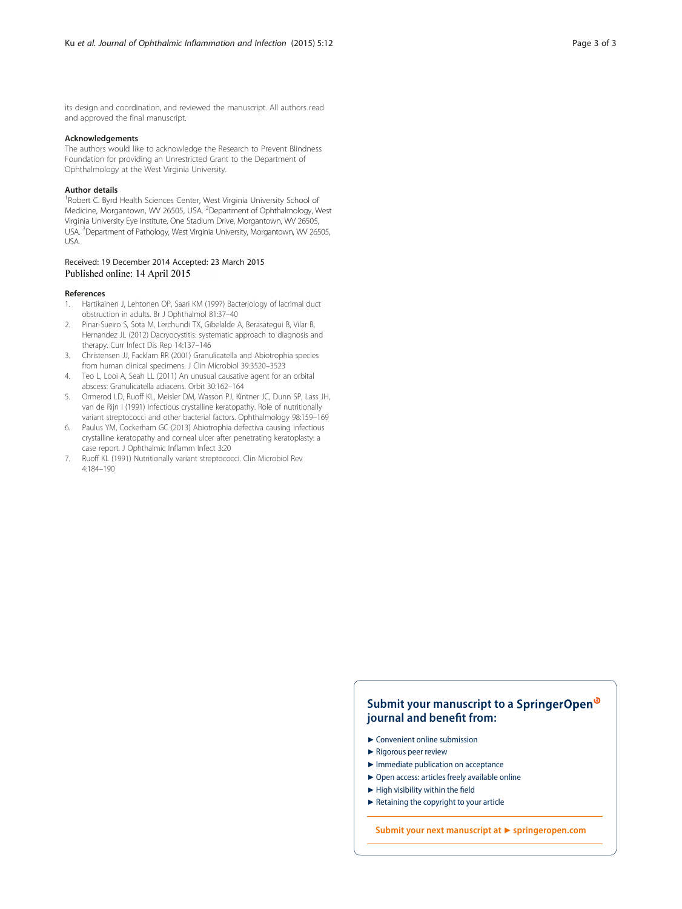its design and coordination, and reviewed the manuscript. All authors read and approved the final manuscript.

#### Acknowledgements

The authors would like to acknowledge the Research to Prevent Blindness Foundation for providing an Unrestricted Grant to the Department of Ophthalmology at the West Virginia University.

#### Author details

[1]Robert C. Byrd Health Sciences Center, West Virginia University School of Medicine, Morgantown, WV 26505, USA. [2]Department of Ophthalmology, West Virginia University Eye Institute, One Stadium Drive, Morgantown, WV 26505, USA. [3]Department of Pathology, West Virginia University, Morgantown, WV 26505, USA.

Received: 19 December 2014 Accepted: 23 March 2015
Published online: 14 April 2015

#### References

1. Hartikainen J, Lehtonen OP, Saari KM (1997) Bacteriology of lacrimal duct obstruction in adults. Br J Ophthalmol 81:37–40
2. Pinar-Sueiro S, Sota M, Lerchundi TX, Gibelalde A, Berasategui B, Vilar B, Hernandez JL (2012) Dacryocystitis: systematic approach to diagnosis and therapy. Curr Infect Dis Rep 14:137–146
3. Christensen JJ, Facklam RR (2001) Granulicatella and Abiotrophia species from human clinical specimens. J Clin Microbiol 39:3520–3523
4. Teo L, Looi A, Seah LL (2011) An unusual causative agent for an orbital abscess: Granulicatella adiacens. Orbit 30:162–164
5. Ormerod LD, Ruoff KL, Meisler DM, Wasson PJ, Kintner JC, Dunn SP, Lass JH, van de Rijn I (1991) Infectious crystalline keratopathy. Role of nutritionally variant streptococci and other bacterial factors. Ophthalmology 98:159–169
6. Paulus YM, Cockerham GC (2013) Abiotrophia defectiva causing infectious crystalline keratopathy and corneal ulcer after penetrating keratoplasty: a case report. J Ophthalmic Inflamm Infect 3:20
7. Ruoff KL (1991) Nutritionally variant streptococci. Clin Microbiol Rev 4:184–190

**Submit your manuscript to a SpringerOpen journal and benefit from:**

- ► Convenient online submission
- ► Rigorous peer review
- ► Immediate publication on acceptance
- ► Open access: articles freely available online
- ► High visibility within the field
- ► Retaining the copyright to your article

**Submit your next manuscript at ► springeropen.com**